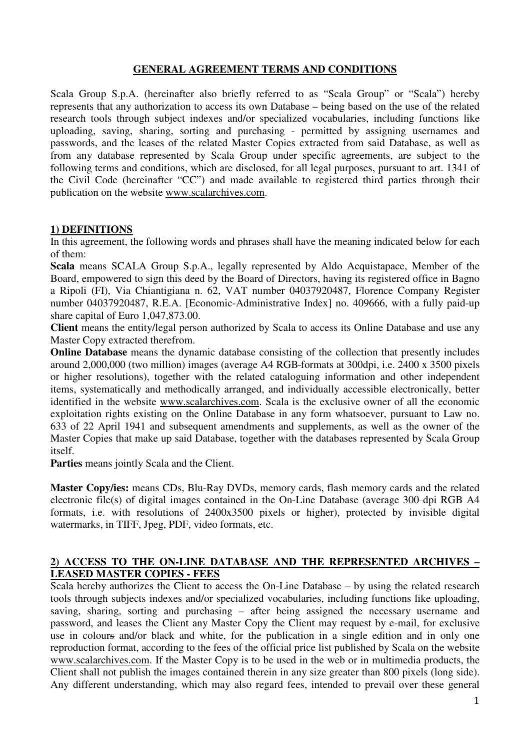# GENERAL AGREEMENT TERMS AND CONDITIONS

Scala Group S.p.A. (hereinafter also briefly referred to as "Scala Group" or "Scala") hereby represents that any authorization to access its own Database – being based on the use of the related research tools through subject indexes and/or specialized vocabularies, including functions like uploading, saving, sharing, sorting and purchasing - permitted by assigning usernames and passwords, and the leases of the related Master Copies extracted from said Database, as well as from any database represented by Scala Group under specific agreements, are subject to the following terms and conditions, which are disclosed, for all legal purposes, pursuant to art. 1341 of the Civil Code (hereinafter "CC") and made available to registered third parties through their publication on the website www.scalarchives.com.

## 1) DEFINITIONS

In this agreement, the following words and phrases shall have the meaning indicated below for each of them:

**Scala** means SCALA Group S.p.A., legally represented by Aldo Acquistapace, Member of the Board, empowered to sign this deed by the Board of Directors, having its registered office in Bagno a Ripoli (FI), Via Chiantigiana n. 62, VAT number 04037920487, Florence Company Register number 04037920487, R.E.A. [Economic-Administrative Index] no. 409666, with a fully paid-up share capital of Euro 1,047,873.00.

**Client** means the entity/legal person authorized by Scala to access its Online Database and use any Master Copy extracted therefrom.

**Online Database** means the dynamic database consisting of the collection that presently includes around 2,000,000 (two million) images (average A4 RGB-formats at 300dpi, i.e. 2400 x 3500 pixels or higher resolutions), together with the related cataloguing information and other independent items, systematically and methodically arranged, and individually accessible electronically, better identified in the website www.scalarchives.com. Scala is the exclusive owner of all the economic exploitation rights existing on the Online Database in any form whatsoever, pursuant to Law no. 633 of 22 April 1941 and subsequent amendments and supplements, as well as the owner of the Master Copies that make up said Database, together with the databases represented by Scala Group itself.

**Parties** means jointly Scala and the Client.

**Master Copy/ies:** means CDs, Blu-Ray DVDs, memory cards, flash memory cards and the related electronic file(s) of digital images contained in the On-Line Database (average 300-dpi RGB A4 formats, i.e. with resolutions of 2400x3500 pixels or higher), protected by invisible digital watermarks, in TIFF, Jpeg, PDF, video formats, etc.

## 2) ACCESS TO THE ON-LINE DATABASE AND THE REPRESENTED ARCHIVES – LEASED MASTER COPIES - FEES

Scala hereby authorizes the Client to access the On-Line Database – by using the related research tools through subjects indexes and/or specialized vocabularies, including functions like uploading, saving, sharing, sorting and purchasing – after being assigned the necessary username and password, and leases the Client any Master Copy the Client may request by e-mail, for exclusive use in colours and/or black and white, for the publication in a single edition and in only one reproduction format, according to the fees of the official price list published by Scala on the website www.scalarchives.com. If the Master Copy is to be used in the web or in multimedia products, the Client shall not publish the images contained therein in any size greater than 800 pixels (long side). Any different understanding, which may also regard fees, intended to prevail over these general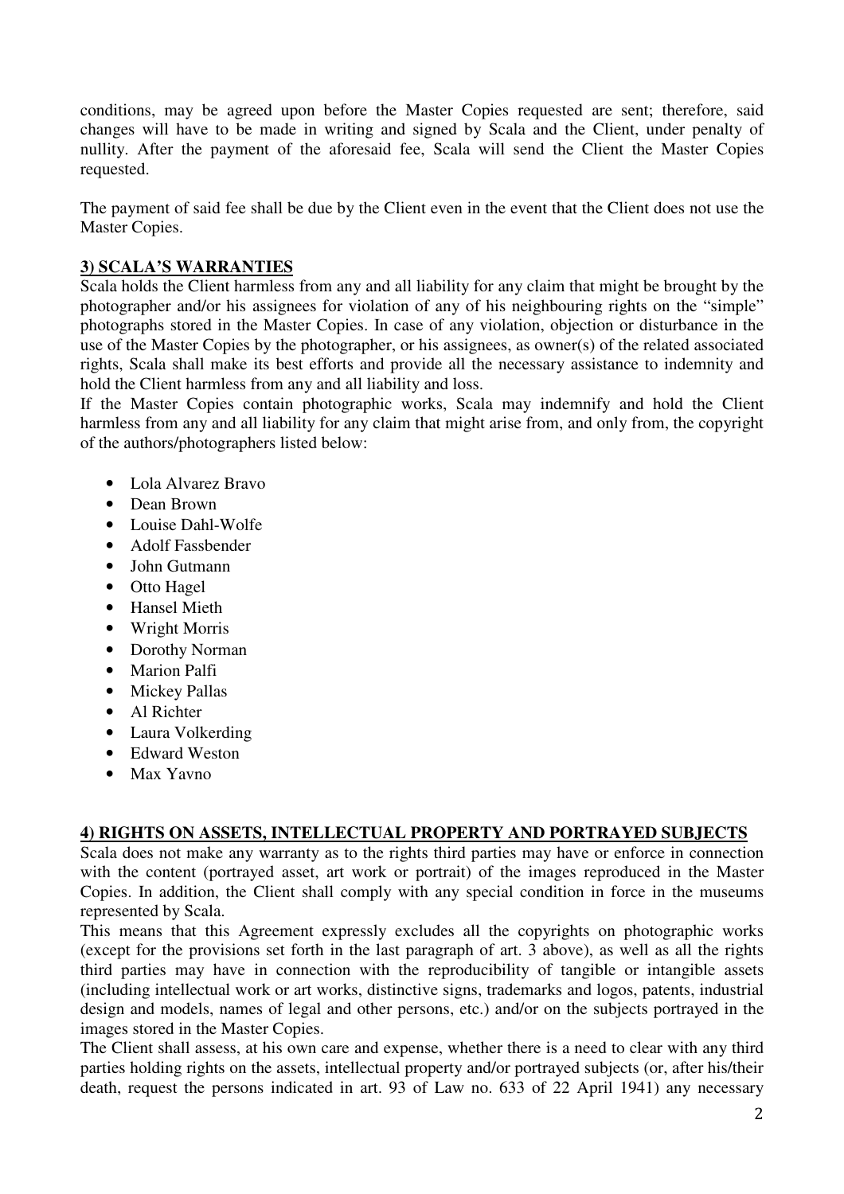conditions, may be agreed upon before the Master Copies requested are sent; therefore, said changes will have to be made in writing and signed by Scala and the Client, under penalty of nullity. After the payment of the aforesaid fee, Scala will send the Client the Master Copies requested.

The payment of said fee shall be due by the Client even in the event that the Client does not use the Master Copies.

## 3) SCALA'S WARRANTIES

Scala holds the Client harmless from any and all liability for any claim that might be brought by the photographer and/or his assignees for violation of any of his neighbouring rights on the "simple" photographs stored in the Master Copies. In case of any violation, objection or disturbance in the use of the Master Copies by the photographer, or his assignees, as owner(s) of the related associated rights, Scala shall make its best efforts and provide all the necessary assistance to indemnity and hold the Client harmless from any and all liability and loss.

If the Master Copies contain photographic works, Scala may indemnify and hold the Client harmless from any and all liability for any claim that might arise from, and only from, the copyright of the authors/photographers listed below:

- Lola Alvarez Bravo
- Dean Brown
- Louise Dahl-Wolfe
- Adolf Fassbender
- John Gutmann
- Otto Hagel
- Hansel Mieth
- Wright Morris
- Dorothy Norman
- Marion Palfi
- Mickey Pallas
- Al Richter
- Laura Volkerding
- Edward Weston
- Max Yavno

## 4) RIGHTS ON ASSETS, INTELLECTUAL PROPERTY AND PORTRAYED SUBJECTS

Scala does not make any warranty as to the rights third parties may have or enforce in connection with the content (portrayed asset, art work or portrait) of the images reproduced in the Master Copies. In addition, the Client shall comply with any special condition in force in the museums represented by Scala.

This means that this Agreement expressly excludes all the copyrights on photographic works (except for the provisions set forth in the last paragraph of art. 3 above), as well as all the rights third parties may have in connection with the reproducibility of tangible or intangible assets (including intellectual work or art works, distinctive signs, trademarks and logos, patents, industrial design and models, names of legal and other persons, etc.) and/or on the subjects portrayed in the images stored in the Master Copies.

The Client shall assess, at his own care and expense, whether there is a need to clear with any third parties holding rights on the assets, intellectual property and/or portrayed subjects (or, after his/their death, request the persons indicated in art. 93 of Law no. 633 of 22 April 1941) any necessary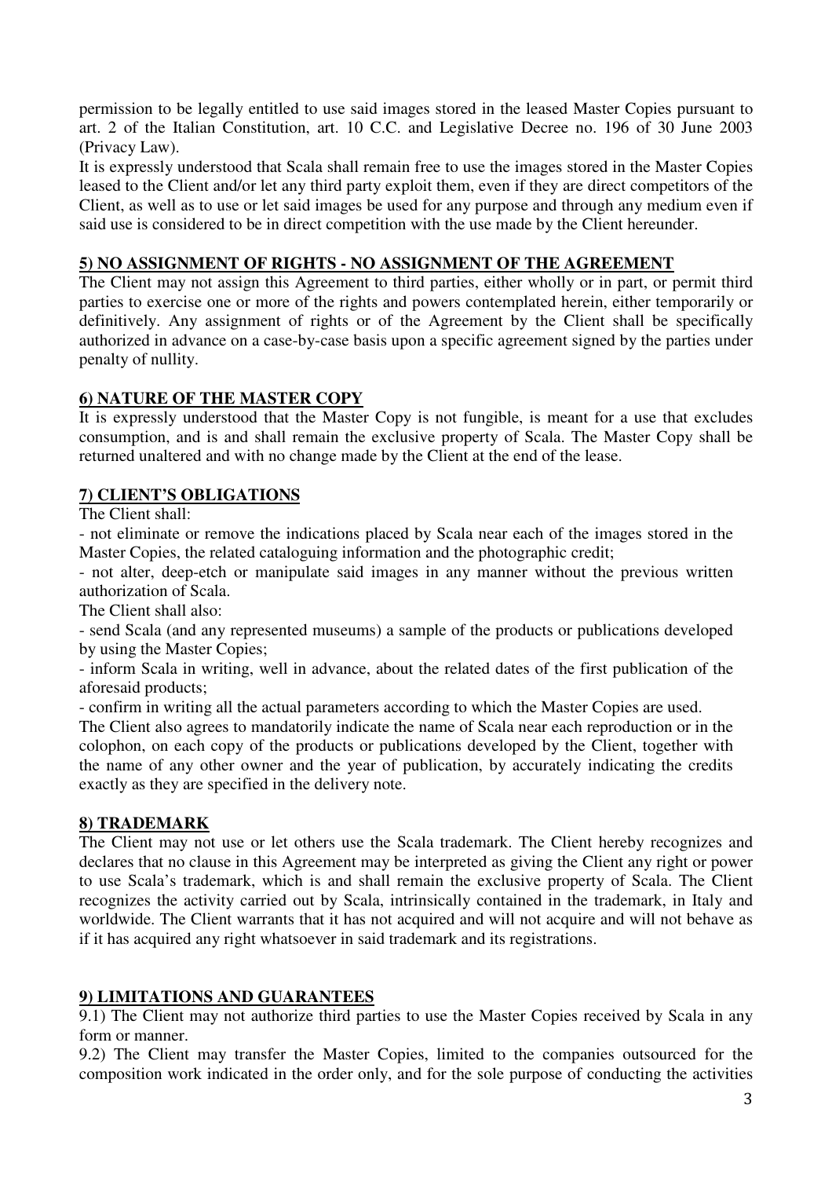permission to be legally entitled to use said images stored in the leased Master Copies pursuant to art. 2 of the Italian Constitution, art. 10 C.C. and Legislative Decree no. 196 of 30 June 2003 (Privacy Law).

It is expressly understood that Scala shall remain free to use the images stored in the Master Copies leased to the Client and/or let any third party exploit them, even if they are direct competitors of the Client, as well as to use or let said images be used for any purpose and through any medium even if said use is considered to be in direct competition with the use made by the Client hereunder.

## 5) NO ASSIGNMENT OF RIGHTS - NO ASSIGNMENT OF THE AGREEMENT

The Client may not assign this Agreement to third parties, either wholly or in part, or permit third parties to exercise one or more of the rights and powers contemplated herein, either temporarily or definitively. Any assignment of rights or of the Agreement by the Client shall be specifically authorized in advance on a case-by-case basis upon a specific agreement signed by the parties under penalty of nullity.

## 6) NATURE OF THE MASTER COPY

It is expressly understood that the Master Copy is not fungible, is meant for a use that excludes consumption, and is and shall remain the exclusive property of Scala. The Master Copy shall be returned unaltered and with no change made by the Client at the end of the lease.

## 7) CLIENT'S OBLIGATIONS

The Client shall:

- not eliminate or remove the indications placed by Scala near each of the images stored in the Master Copies, the related cataloguing information and the photographic credit;
- not alter, deep-etch or manipulate said images in any manner without the previous written authorization of Scala.

The Client shall also:

- send Scala (and any represented museums) a sample of the products or publications developed by using the Master Copies;
- inform Scala in writing, well in advance, about the related dates of the first publication of the aforesaid products;
- confirm in writing all the actual parameters according to which the Master Copies are used.

The Client also agrees to mandatorily indicate the name of Scala near each reproduction or in the colophon, on each copy of the products or publications developed by the Client, together with the name of any other owner and the year of publication, by accurately indicating the credits exactly as they are specified in the delivery note.

## 8) TRADEMARK

The Client may not use or let others use the Scala trademark. The Client hereby recognizes and declares that no clause in this Agreement may be interpreted as giving the Client any right or power to use Scala's trademark, which is and shall remain the exclusive property of Scala. The Client recognizes the activity carried out by Scala, intrinsically contained in the trademark, in Italy and worldwide. The Client warrants that it has not acquired and will not acquire and will not behave as if it has acquired any right whatsoever in said trademark and its registrations.

## 9) LIMITATIONS AND GUARANTEES

9.1) The Client may not authorize third parties to use the Master Copies received by Scala in any form or manner.

9.2) The Client may transfer the Master Copies, limited to the companies outsourced for the composition work indicated in the order only, and for the sole purpose of conducting the activities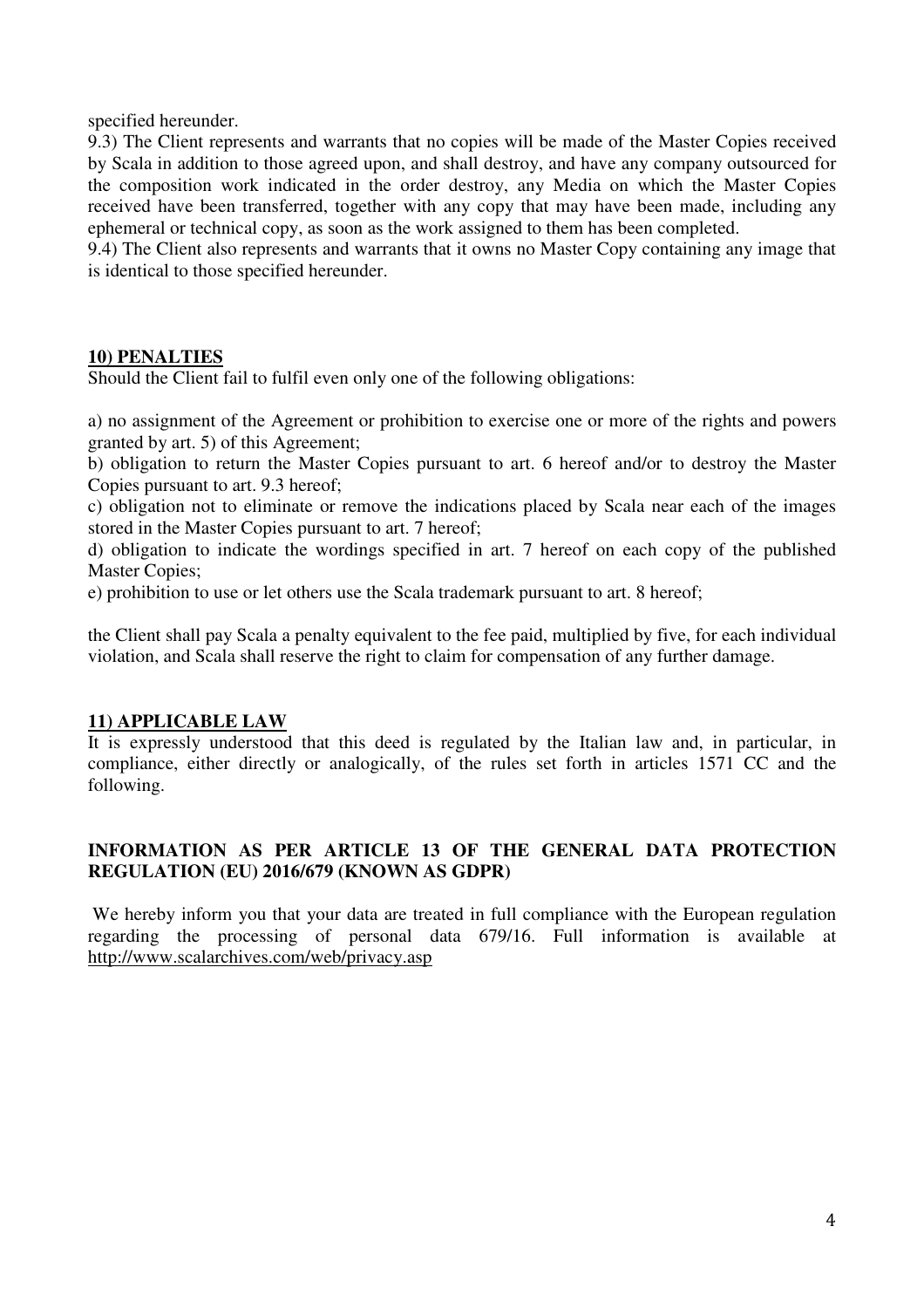specified hereunder.

9.3) The Client represents and warrants that no copies will be made of the Master Copies received by Scala in addition to those agreed upon, and shall destroy, and have any company outsourced for the composition work indicated in the order destroy, any Media on which the Master Copies received have been transferred, together with any copy that may have been made, including any ephemeral or technical copy, as soon as the work assigned to them has been completed.

9.4) The Client also represents and warrants that it owns no Master Copy containing any image that is identical to those specified hereunder.

## 10) PENALTIES

Should the Client fail to fulfil even only one of the following obligations:

a) no assignment of the Agreement or prohibition to exercise one or more of the rights and powers granted by art. 5) of this Agreement;

b) obligation to return the Master Copies pursuant to art. 6 hereof and/or to destroy the Master Copies pursuant to art. 9.3 hereof;

c) obligation not to eliminate or remove the indications placed by Scala near each of the images stored in the Master Copies pursuant to art. 7 hereof;

d) obligation to indicate the wordings specified in art. 7 hereof on each copy of the published Master Copies;

e) prohibition to use or let others use the Scala trademark pursuant to art. 8 hereof;

the Client shall pay Scala a penalty equivalent to the fee paid, multiplied by five, for each individual violation, and Scala shall reserve the right to claim for compensation of any further damage.

## 11) APPLICABLE LAW

It is expressly understood that this deed is regulated by the Italian law and, in particular, in compliance, either directly or analogically, of the rules set forth in articles 1571 CC and the following.

## INFORMATION AS PER ARTICLE 13 OF THE GENERAL DATA PROTECTION REGULATION (EU) 2016/679 (KNOWN AS GDPR)

We hereby inform you that your data are treated in full compliance with the European regulation regarding the processing of personal data 679/16. Full information is available at http://www.scalarchives.com/web/privacy.asp